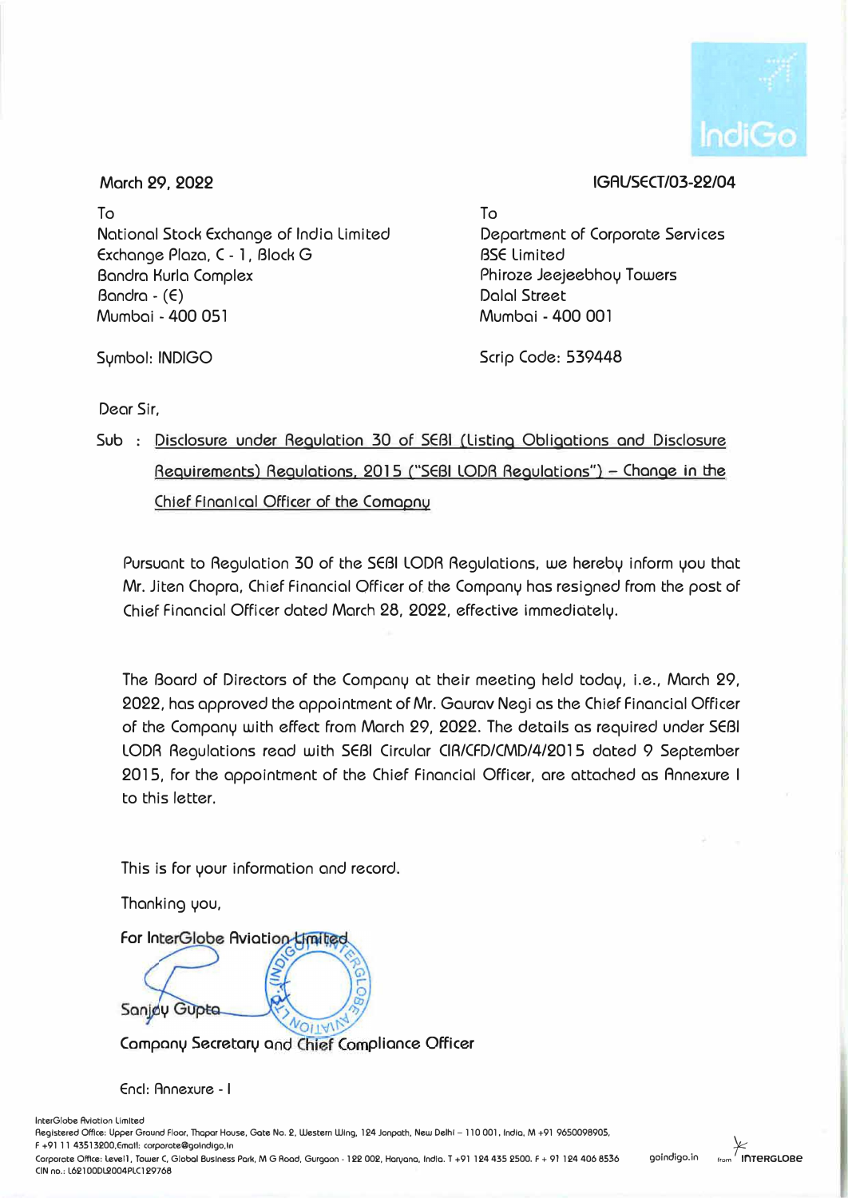March 29, 2022

IGAL/SECT/03-22/04

To
National Stock Exchange of India Limited
Exchange Plaza, C - 1, Block G
Bandra Kurla Complex
Bandra - (E)
Mumbai - 400 051

Symbol: INDIGO

To
Department of Corporate Services
BSE Limited
Phiroze Jeejeebhoy Towers
Dalal Street
Mumbai - 400 001

Scrip Code: 539448

Dear Sir,

Sub : Disclosure under Regulation 30 of SEBI (Listing Obligations and Disclosure Requirements) Regulations, 2015 ("SEBI LODR Regulations") – Change in the Chief Financial Officer of the Comapny

Pursuant to Regulation 30 of the SEBI LODR Regulations, we hereby inform you that Mr. Jiten Chopra, Chief Financial Officer of the Company has resigned from the post of Chief Financial Officer dated March 28, 2022, effective immediately.

The Board of Directors of the Company at their meeting held today, i.e., March 29, 2022, has approved the appointment of Mr. Gaurav Negi as the Chief Financial Officer of the Company with effect from March 29, 2022. The details as required under SEBI LODR Regulations read with SEBI Circular CIR/CFD/CMD/4/2015 dated 9 September 2015, for the appointment of the Chief Financial Officer, are attached as Annexure I to this letter.

This is for your information and record.

Thanking you,

For InterGlobe Aviation Limited

Sanjay Gupta

Company Secretary and Chief Compliance Officer

Encl: Annexure - I

InterGlobe Aviation Limited
Registered Office: Upper Ground Floor, Thapar House, Gate No. 2, Western Wing, 124 Janpath, New Delhi – 110 001, India, M +91 9650098905, F +91 11 43513200, Email: corporate@goindigo.in
Corporate Office: Level1, Tower C, Global Business Park, M G Road, Gurgaon - 122 002, Haryana, India. T +91 124 435 2500. F + 91 124 406 8536
CIN no.: L62100DL2004PLC129768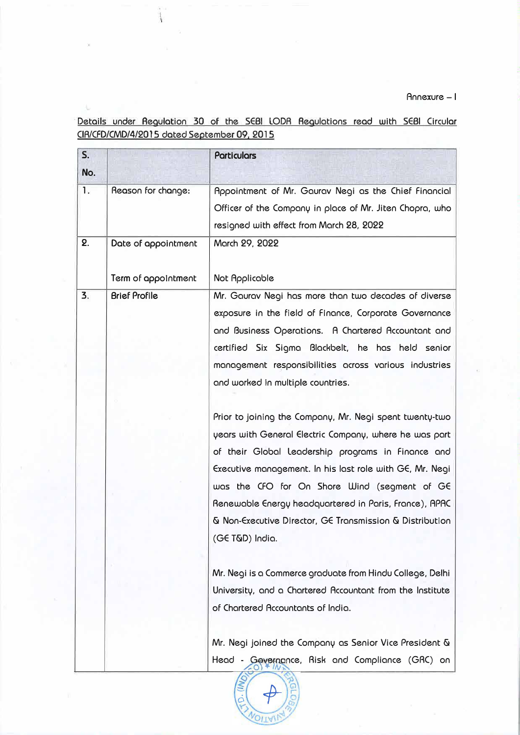Annexure – I

Details under Regulation 30 of the SEBI LODR Regulations read with SEBI Circular CIR/CFD/CMD/4/2015 dated September 09, 2015

| S. No. | | Particulars |
|---|---|---|
| 1. | Reason for change: | Appointment of Mr. Gaurav Negi as the Chief Financial Officer of the Company in place of Mr. Jiten Chopra, who resigned with effect from March 28, 2022 |
| 2. | Date of appointment<br><br>Term of appointment | March 29, 2022<br><br>Not Applicable |
| 3. | Brief Profile | Mr. Gaurav Negi has more than two decades of diverse exposure in the field of Finance, Corporate Governance and Business Operations. A Chartered Accountant and certified Six Sigma Blackbelt, he has held senior management responsibilities across various industries and worked in multiple countries.<br><br>Prior to joining the Company, Mr. Negi spent twenty-two years with General Electric Company, where he was part of their Global Leadership programs in Finance and Executive management. In his last role with GE, Mr. Negi was the CFO for On Shore Wind (segment of GE Renewable Energy headquartered in Paris, France), APAC & Non-Executive Director, GE Transmission & Distribution (GE T&D) India.<br><br>Mr. Negi is a Commerce graduate from Hindu College, Delhi University, and a Chartered Accountant from the Institute of Chartered Accountants of India.<br><br>Mr. Negi joined the Company as Senior Vice President & Head - Governance, Risk and Compliance (GRC) on |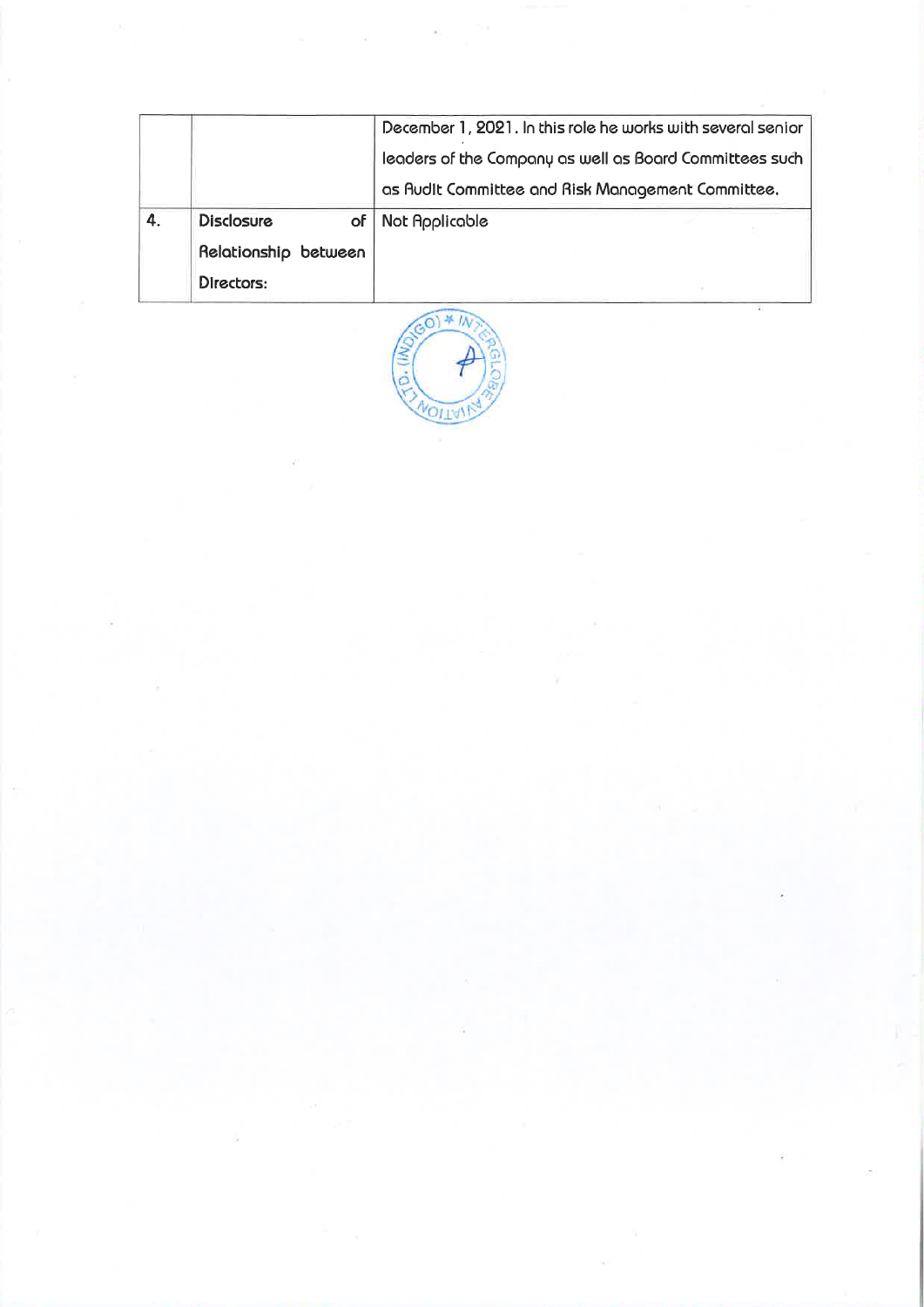| | | |
|---|---|---|
| | | December 1, 2021. In this role he works with several senior leaders of the Company as well as Board Committees such as Audit Committee and Risk Management Committee. |
| 4. | Disclosure of Relationship between Directors: | Not Applicable |